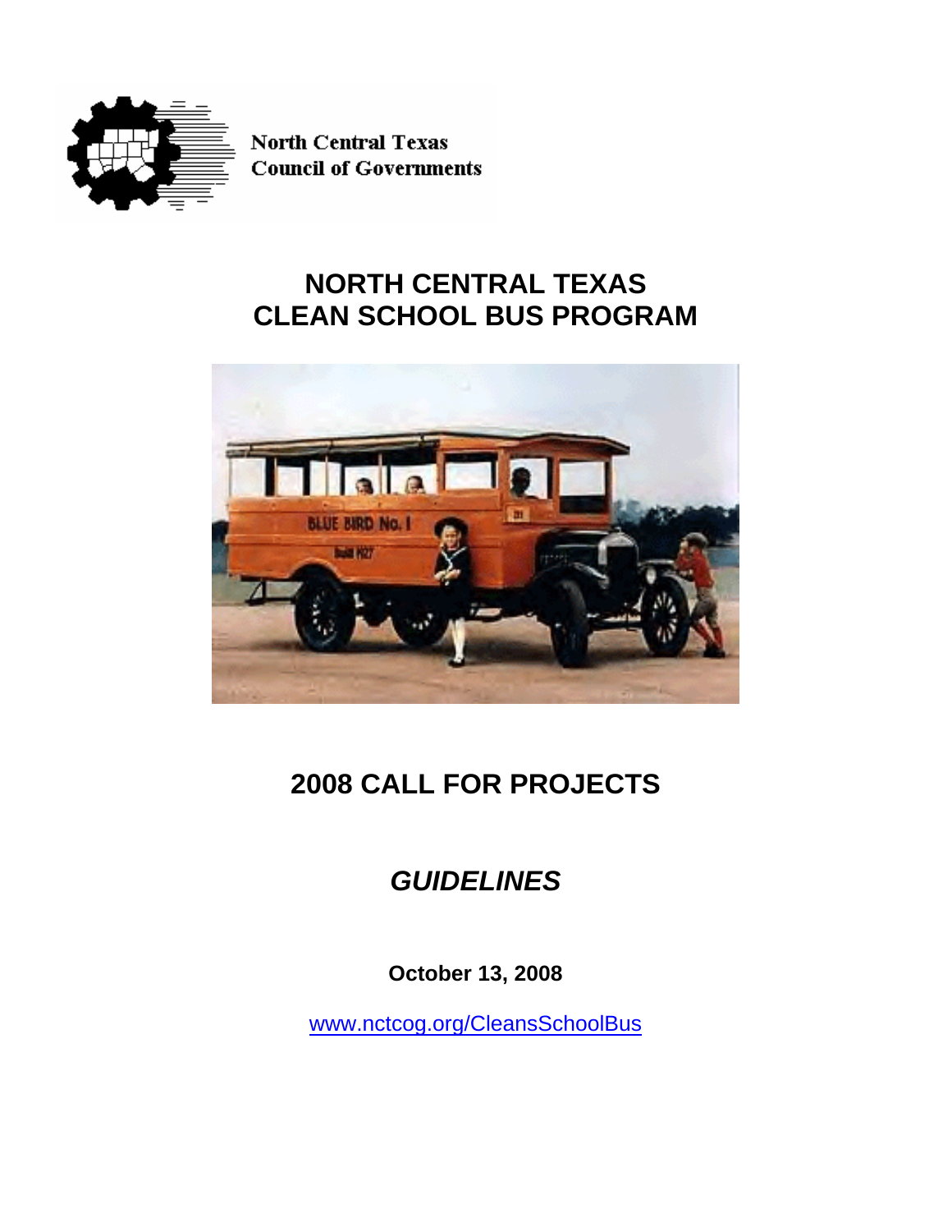North Central Texas
Council of Governments

# NORTH CENTRAL TEXAS CLEAN SCHOOL BUS PROGRAM

# 2008 CALL FOR PROJECTS

## *GUIDELINES*

**October 13, 2008**

www.nctcog.org/CleansSchoolBus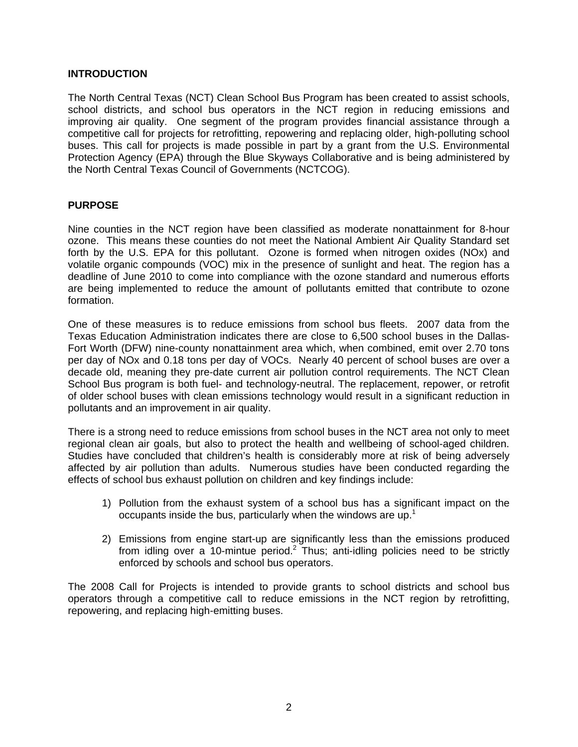## INTRODUCTION

The North Central Texas (NCT) Clean School Bus Program has been created to assist schools, school districts, and school bus operators in the NCT region in reducing emissions and improving air quality. One segment of the program provides financial assistance through a competitive call for projects for retrofitting, repowering and replacing older, high-polluting school buses. This call for projects is made possible in part by a grant from the U.S. Environmental Protection Agency (EPA) through the Blue Skyways Collaborative and is being administered by the North Central Texas Council of Governments (NCTCOG).

## PURPOSE

Nine counties in the NCT region have been classified as moderate nonattainment for 8-hour ozone. This means these counties do not meet the National Ambient Air Quality Standard set forth by the U.S. EPA for this pollutant. Ozone is formed when nitrogen oxides (NOx) and volatile organic compounds (VOC) mix in the presence of sunlight and heat. The region has a deadline of June 2010 to come into compliance with the ozone standard and numerous efforts are being implemented to reduce the amount of pollutants emitted that contribute to ozone formation.

One of these measures is to reduce emissions from school bus fleets. 2007 data from the Texas Education Administration indicates there are close to 6,500 school buses in the Dallas-Fort Worth (DFW) nine-county nonattainment area which, when combined, emit over 2.70 tons per day of NOx and 0.18 tons per day of VOCs. Nearly 40 percent of school buses are over a decade old, meaning they pre-date current air pollution control requirements. The NCT Clean School Bus program is both fuel- and technology-neutral. The replacement, repower, or retrofit of older school buses with clean emissions technology would result in a significant reduction in pollutants and an improvement in air quality.

There is a strong need to reduce emissions from school buses in the NCT area not only to meet regional clean air goals, but also to protect the health and wellbeing of school-aged children. Studies have concluded that children's health is considerably more at risk of being adversely affected by air pollution than adults. Numerous studies have been conducted regarding the effects of school bus exhaust pollution on children and key findings include:

1) Pollution from the exhaust system of a school bus has a significant impact on the occupants inside the bus, particularly when the windows are up.[1]

2) Emissions from engine start-up are significantly less than the emissions produced from idling over a 10-mintue period.[2] Thus; anti-idling policies need to be strictly enforced by schools and school bus operators.

The 2008 Call for Projects is intended to provide grants to school districts and school bus operators through a competitive call to reduce emissions in the NCT region by retrofitting, repowering, and replacing high-emitting buses.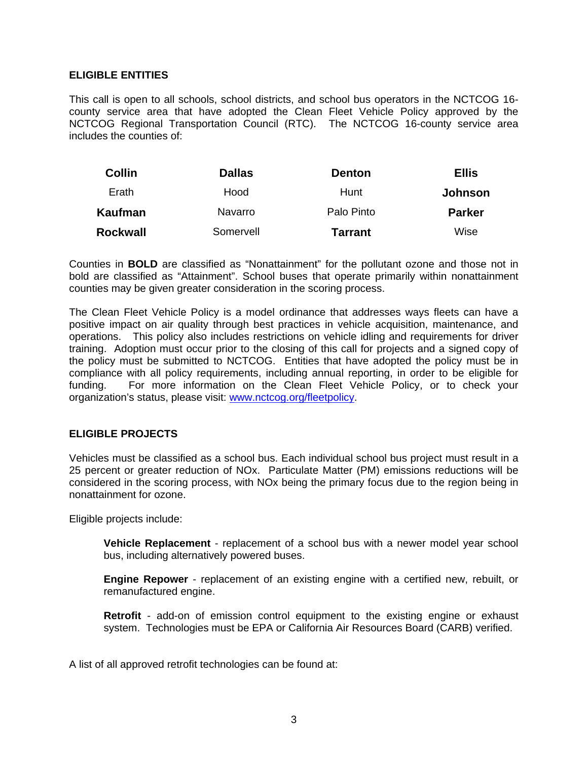**ELIGIBLE ENTITIES**

This call is open to all schools, school districts, and school bus operators in the NCTCOG 16-county service area that have adopted the Clean Fleet Vehicle Policy approved by the NCTCOG Regional Transportation Council (RTC). The NCTCOG 16-county service area includes the counties of:

| | | | |
|---|---|---|---|
| **Collin** | **Dallas** | **Denton** | **Ellis** |
| Erath | Hood | Hunt | **Johnson** |
| **Kaufman** | Navarro | Palo Pinto | **Parker** |
| **Rockwall** | Somervell | **Tarrant** | Wise |

Counties in **BOLD** are classified as "Nonattainment" for the pollutant ozone and those not in bold are classified as "Attainment". School buses that operate primarily within nonattainment counties may be given greater consideration in the scoring process.

The Clean Fleet Vehicle Policy is a model ordinance that addresses ways fleets can have a positive impact on air quality through best practices in vehicle acquisition, maintenance, and operations. This policy also includes restrictions on vehicle idling and requirements for driver training. Adoption must occur prior to the closing of this call for projects and a signed copy of the policy must be submitted to NCTCOG. Entities that have adopted the policy must be in compliance with all policy requirements, including annual reporting, in order to be eligible for funding. For more information on the Clean Fleet Vehicle Policy, or to check your organization's status, please visit: www.nctcog.org/fleetpolicy.

**ELIGIBLE PROJECTS**

Vehicles must be classified as a school bus. Each individual school bus project must result in a 25 percent or greater reduction of NOx. Particulate Matter (PM) emissions reductions will be considered in the scoring process, with NOx being the primary focus due to the region being in nonattainment for ozone.

Eligible projects include:

> **Vehicle Replacement** - replacement of a school bus with a newer model year school bus, including alternatively powered buses.
>
> **Engine Repower** - replacement of an existing engine with a certified new, rebuilt, or remanufactured engine.
>
> **Retrofit** - add-on of emission control equipment to the existing engine or exhaust system. Technologies must be EPA or California Air Resources Board (CARB) verified.

A list of all approved retrofit technologies can be found at: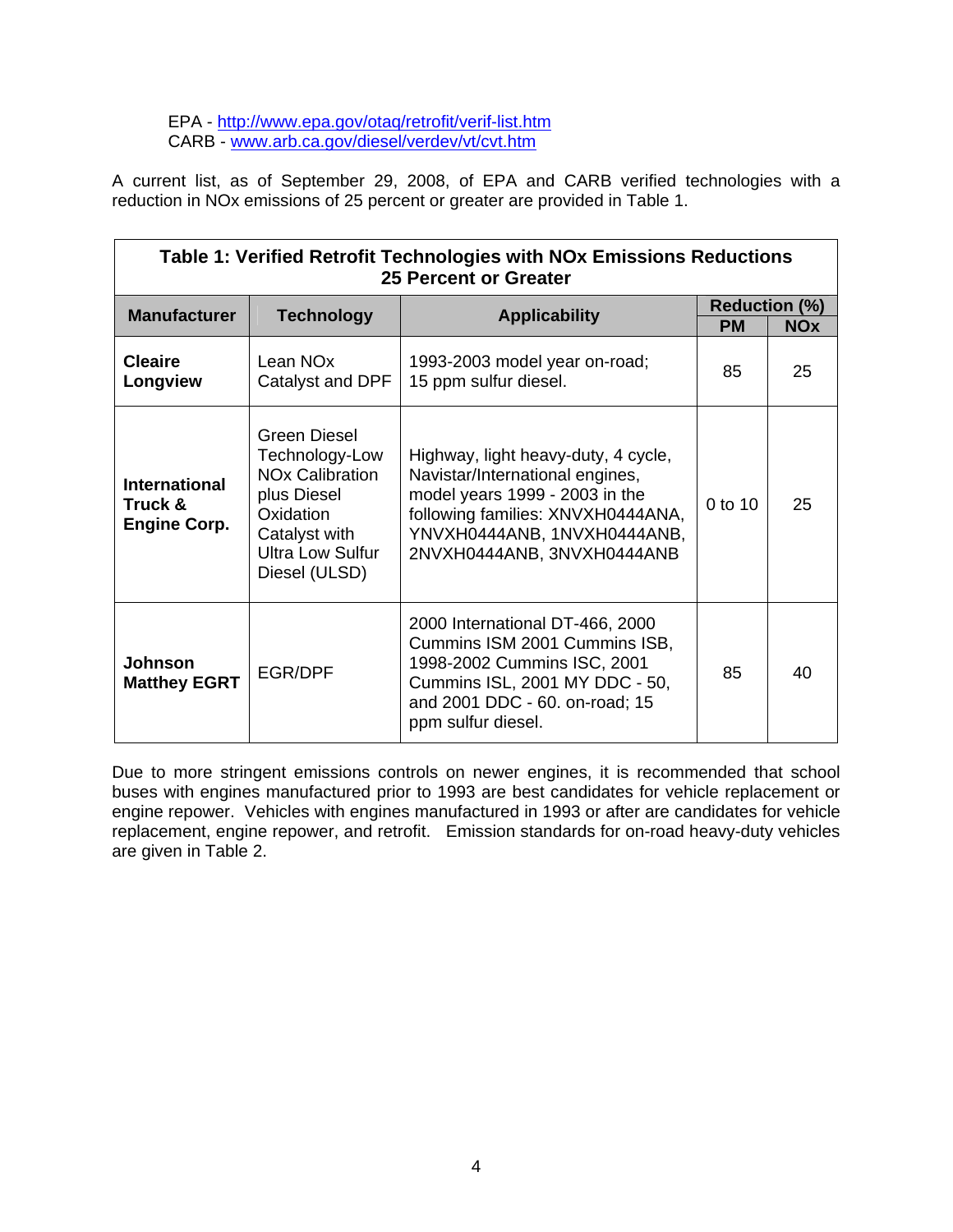EPA - http://www.epa.gov/otaq/retrofit/verif-list.htm
CARB - www.arb.ca.gov/diesel/verdev/vt/cvt.htm

A current list, as of September 29, 2008, of EPA and CARB verified technologies with a reduction in NOx emissions of 25 percent or greater are provided in Table 1.

**Table 1: Verified Retrofit Technologies with NOx Emissions Reductions 25 Percent or Greater**

| Manufacturer | Technology | Applicability | Reduction (%) | |
|---|---|---|---|---|
| | | | PM | NOx |
| **Cleaire Longview** | Lean NOx Catalyst and DPF | 1993-2003 model year on-road; 15 ppm sulfur diesel. | 85 | 25 |
| **International Truck & Engine Corp.** | Green Diesel Technology-Low NOx Calibration plus Diesel Oxidation Catalyst with Ultra Low Sulfur Diesel (ULSD) | Highway, light heavy-duty, 4 cycle, Navistar/International engines, model years 1999 - 2003 in the following families: XNVXH0444ANA, YNVXH0444ANB, 1NVXH0444ANB, 2NVXH0444ANB, 3NVXH0444ANB | 0 to 10 | 25 |
| **Johnson Matthey EGRT** | EGR/DPF | 2000 International DT-466, 2000 Cummins ISM 2001 Cummins ISB, 1998-2002 Cummins ISC, 2001 Cummins ISL, 2001 MY DDC - 50, and 2001 DDC - 60. on-road; 15 ppm sulfur diesel. | 85 | 40 |

Due to more stringent emissions controls on newer engines, it is recommended that school buses with engines manufactured prior to 1993 are best candidates for vehicle replacement or engine repower. Vehicles with engines manufactured in 1993 or after are candidates for vehicle replacement, engine repower, and retrofit. Emission standards for on-road heavy-duty vehicles are given in Table 2.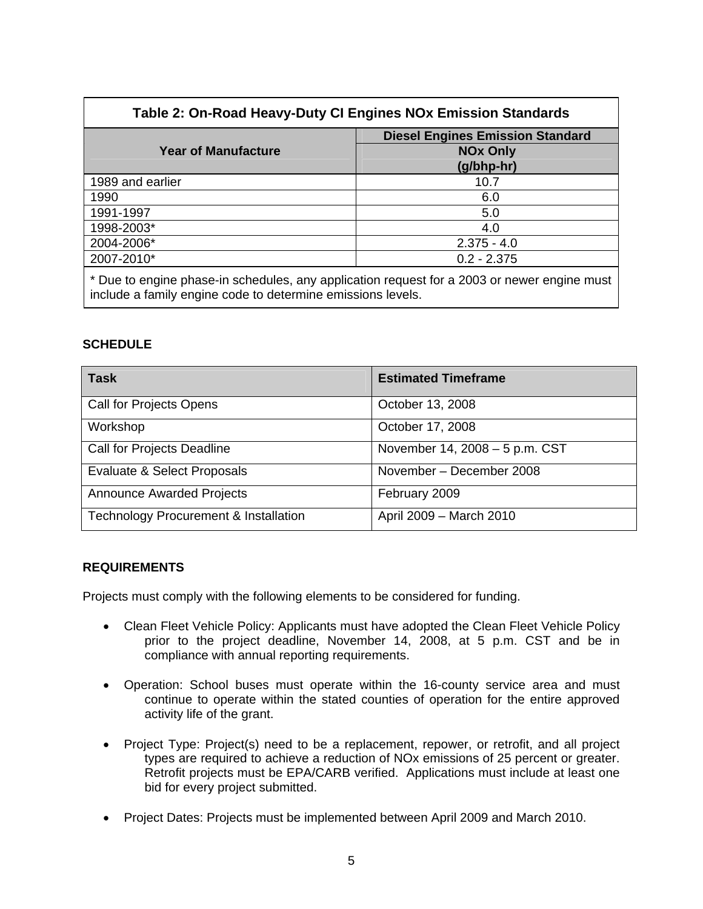| Table 2: On-Road Heavy-Duty CI Engines NOx Emission Standards | |
|---|---|
| Year of Manufacture | Diesel Engines Emission Standard<br>NOx Only<br>(g/bhp-hr) |
| 1989 and earlier | 10.7 |
| 1990 | 6.0 |
| 1991-1997 | 5.0 |
| 1998-2003* | 4.0 |
| 2004-2006* | 2.375 - 4.0 |
| 2007-2010* | 0.2 - 2.375 |

\* Due to engine phase-in schedules, any application request for a 2003 or newer engine must include a family engine code to determine emissions levels.

**SCHEDULE**

| Task | Estimated Timeframe |
|---|---|
| Call for Projects Opens | October 13, 2008 |
| Workshop | October 17, 2008 |
| Call for Projects Deadline | November 14, 2008 – 5 p.m. CST |
| Evaluate & Select Proposals | November – December 2008 |
| Announce Awarded Projects | February 2009 |
| Technology Procurement & Installation | April 2009 – March 2010 |

**REQUIREMENTS**

Projects must comply with the following elements to be considered for funding.

- Clean Fleet Vehicle Policy: Applicants must have adopted the Clean Fleet Vehicle Policy prior to the project deadline, November 14, 2008, at 5 p.m. CST and be in compliance with annual reporting requirements.

- Operation: School buses must operate within the 16-county service area and must continue to operate within the stated counties of operation for the entire approved activity life of the grant.

- Project Type: Project(s) need to be a replacement, repower, or retrofit, and all project types are required to achieve a reduction of NOx emissions of 25 percent or greater. Retrofit projects must be EPA/CARB verified. Applications must include at least one bid for every project submitted.

- Project Dates: Projects must be implemented between April 2009 and March 2010.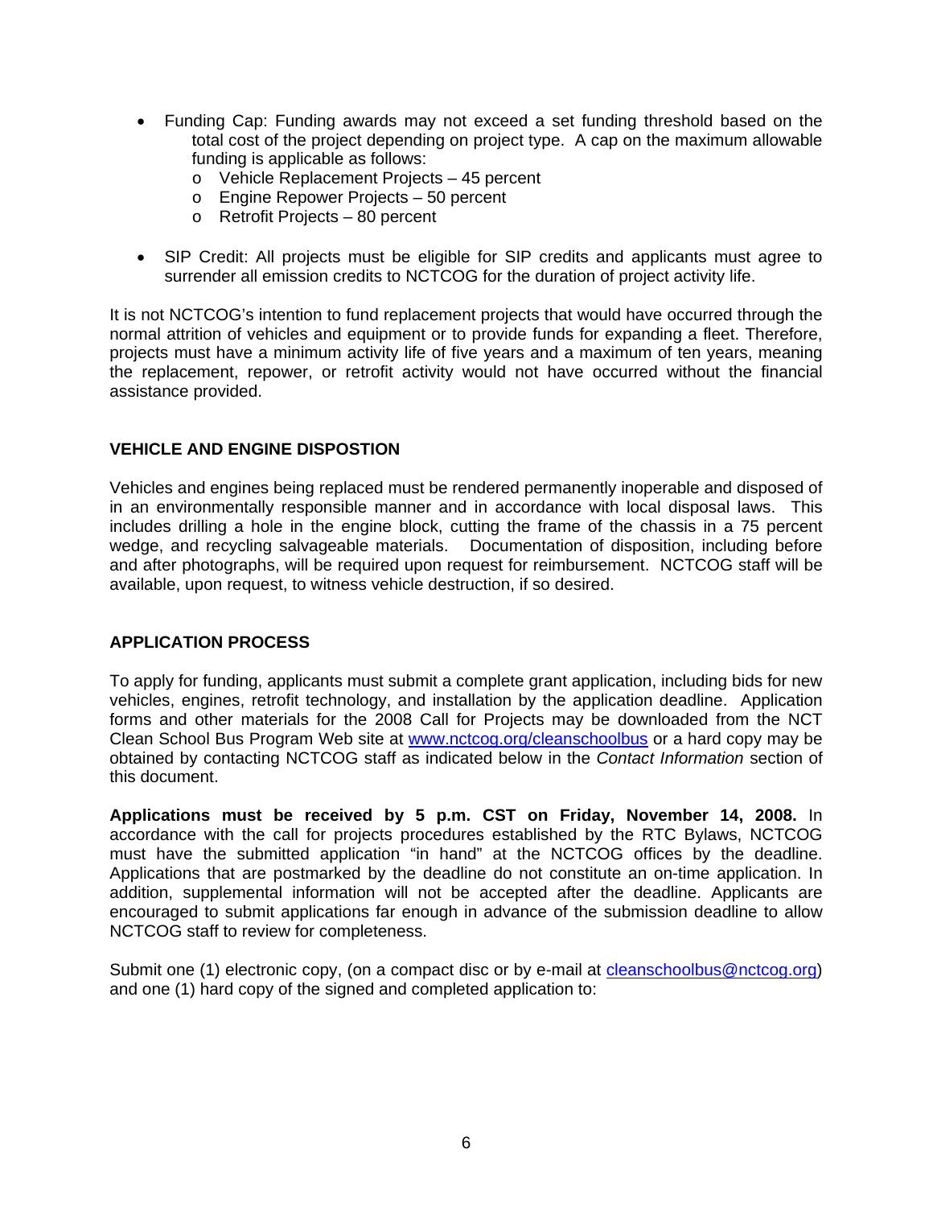- Funding Cap: Funding awards may not exceed a set funding threshold based on the total cost of the project depending on project type. A cap on the maximum allowable funding is applicable as follows:
    - Vehicle Replacement Projects – 45 percent
    - Engine Repower Projects – 50 percent
    - Retrofit Projects – 80 percent

- SIP Credit: All projects must be eligible for SIP credits and applicants must agree to surrender all emission credits to NCTCOG for the duration of project activity life.

It is not NCTCOG's intention to fund replacement projects that would have occurred through the normal attrition of vehicles and equipment or to provide funds for expanding a fleet. Therefore, projects must have a minimum activity life of five years and a maximum of ten years, meaning the replacement, repower, or retrofit activity would not have occurred without the financial assistance provided.

## VEHICLE AND ENGINE DISPOSTION

Vehicles and engines being replaced must be rendered permanently inoperable and disposed of in an environmentally responsible manner and in accordance with local disposal laws. This includes drilling a hole in the engine block, cutting the frame of the chassis in a 75 percent wedge, and recycling salvageable materials. Documentation of disposition, including before and after photographs, will be required upon request for reimbursement. NCTCOG staff will be available, upon request, to witness vehicle destruction, if so desired.

## APPLICATION PROCESS

To apply for funding, applicants must submit a complete grant application, including bids for new vehicles, engines, retrofit technology, and installation by the application deadline. Application forms and other materials for the 2008 Call for Projects may be downloaded from the NCT Clean School Bus Program Web site at www.nctcog.org/cleanschoolbus or a hard copy may be obtained by contacting NCTCOG staff as indicated below in the *Contact Information* section of this document.

**Applications must be received by 5 p.m. CST on Friday, November 14, 2008.** In accordance with the call for projects procedures established by the RTC Bylaws, NCTCOG must have the submitted application "in hand" at the NCTCOG offices by the deadline. Applications that are postmarked by the deadline do not constitute an on-time application. In addition, supplemental information will not be accepted after the deadline. Applicants are encouraged to submit applications far enough in advance of the submission deadline to allow NCTCOG staff to review for completeness.

Submit one (1) electronic copy, (on a compact disc or by e-mail at cleanschoolbus@nctcog.org) and one (1) hard copy of the signed and completed application to: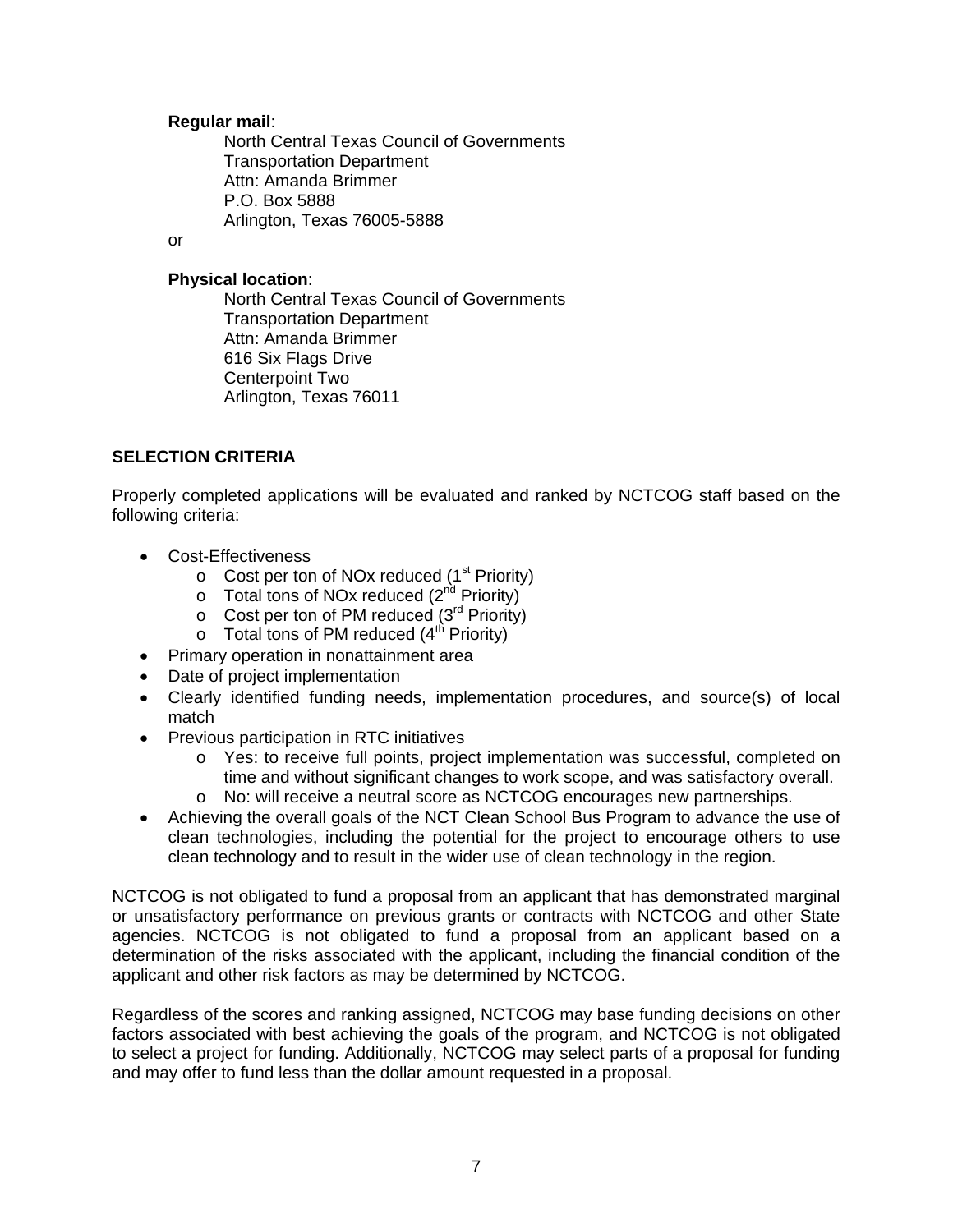**Regular mail**:

North Central Texas Council of Governments
Transportation Department
Attn: Amanda Brimmer
P.O. Box 5888
Arlington, Texas 76005-5888

or

**Physical location**:

North Central Texas Council of Governments
Transportation Department
Attn: Amanda Brimmer
616 Six Flags Drive
Centerpoint Two
Arlington, Texas 76011

## SELECTION CRITERIA

Properly completed applications will be evaluated and ranked by NCTCOG staff based on the following criteria:

- Cost-Effectiveness
  - Cost per ton of NOx reduced (1st Priority)
  - Total tons of NOx reduced (2nd Priority)
  - Cost per ton of PM reduced (3rd Priority)
  - Total tons of PM reduced (4th Priority)
- Primary operation in nonattainment area
- Date of project implementation
- Clearly identified funding needs, implementation procedures, and source(s) of local match
- Previous participation in RTC initiatives
  - Yes: to receive full points, project implementation was successful, completed on time and without significant changes to work scope, and was satisfactory overall.
  - No: will receive a neutral score as NCTCOG encourages new partnerships.
- Achieving the overall goals of the NCT Clean School Bus Program to advance the use of clean technologies, including the potential for the project to encourage others to use clean technology and to result in the wider use of clean technology in the region.

NCTCOG is not obligated to fund a proposal from an applicant that has demonstrated marginal or unsatisfactory performance on previous grants or contracts with NCTCOG and other State agencies. NCTCOG is not obligated to fund a proposal from an applicant based on a determination of the risks associated with the applicant, including the financial condition of the applicant and other risk factors as may be determined by NCTCOG.

Regardless of the scores and ranking assigned, NCTCOG may base funding decisions on other factors associated with best achieving the goals of the program, and NCTCOG is not obligated to select a project for funding. Additionally, NCTCOG may select parts of a proposal for funding and may offer to fund less than the dollar amount requested in a proposal.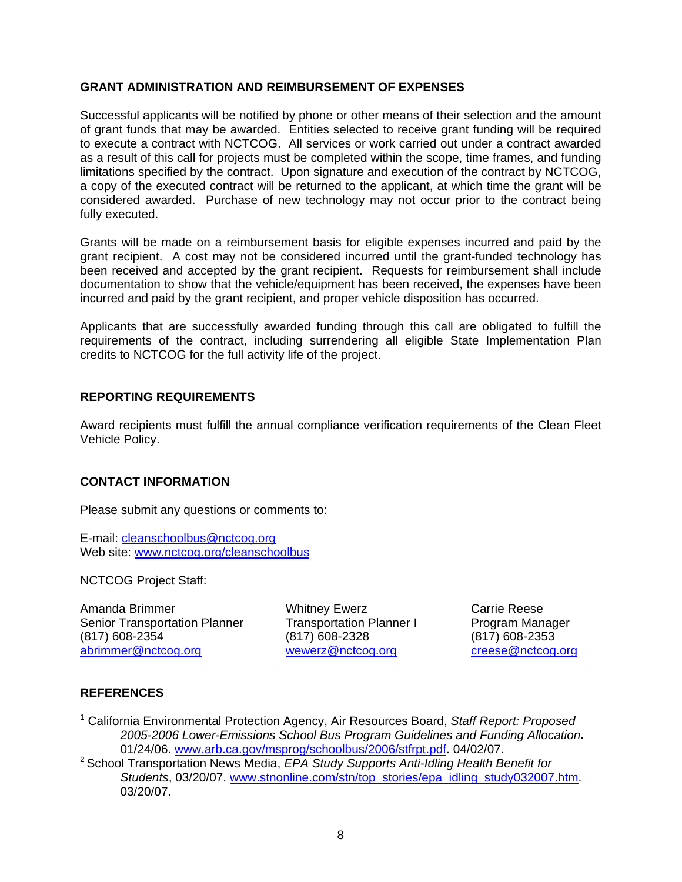## GRANT ADMINISTRATION AND REIMBURSEMENT OF EXPENSES

Successful applicants will be notified by phone or other means of their selection and the amount of grant funds that may be awarded. Entities selected to receive grant funding will be required to execute a contract with NCTCOG. All services or work carried out under a contract awarded as a result of this call for projects must be completed within the scope, time frames, and funding limitations specified by the contract. Upon signature and execution of the contract by NCTCOG, a copy of the executed contract will be returned to the applicant, at which time the grant will be considered awarded. Purchase of new technology may not occur prior to the contract being fully executed.

Grants will be made on a reimbursement basis for eligible expenses incurred and paid by the grant recipient. A cost may not be considered incurred until the grant-funded technology has been received and accepted by the grant recipient. Requests for reimbursement shall include documentation to show that the vehicle/equipment has been received, the expenses have been incurred and paid by the grant recipient, and proper vehicle disposition has occurred.

Applicants that are successfully awarded funding through this call are obligated to fulfill the requirements of the contract, including surrendering all eligible State Implementation Plan credits to NCTCOG for the full activity life of the project.

## REPORTING REQUIREMENTS

Award recipients must fulfill the annual compliance verification requirements of the Clean Fleet Vehicle Policy.

## CONTACT INFORMATION

Please submit any questions or comments to:

E-mail: cleanschoolbus@nctcog.org
Web site: www.nctcog.org/cleanschoolbus

NCTCOG Project Staff:

Amanda Brimmer
Senior Transportation Planner
(817) 608-2354
abrimmer@nctcog.org

Whitney Ewerz
Transportation Planner I
(817) 608-2328
wewerz@nctcog.org

Carrie Reese
Program Manager
(817) 608-2353
creese@nctcog.org

## REFERENCES

[1] California Environmental Protection Agency, Air Resources Board, *Staff Report: Proposed 2005-2006 Lower-Emissions School Bus Program Guidelines and Funding Allocation***.** 01/24/06. www.arb.ca.gov/msprog/schoolbus/2006/stfrpt.pdf. 04/02/07.

[2] School Transportation News Media, *EPA Study Supports Anti-Idling Health Benefit for Students*, 03/20/07. www.stnonline.com/stn/top_stories/epa_idling_study032007.htm. 03/20/07.